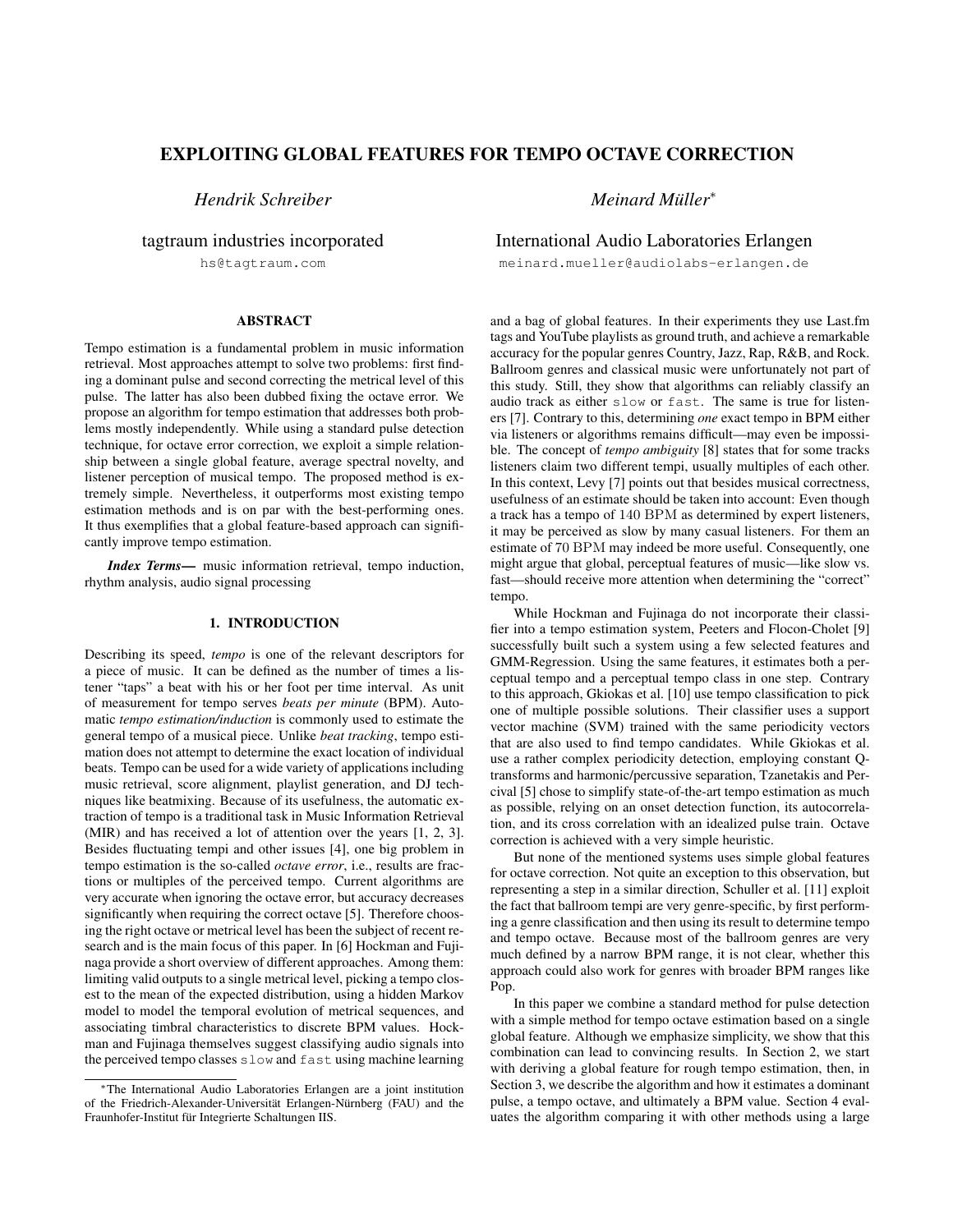# EXPLOITING GLOBAL FEATURES FOR TEMPO OCTAVE CORRECTION

*Hendrik Schreiber*

tagtraum industries incorporated
hs@tagtraum.com

*Meinard Müller**

International Audio Laboratories Erlangen
meinard.mueller@audiolabs-erlangen.de

## ABSTRACT

Tempo estimation is a fundamental problem in music information retrieval. Most approaches attempt to solve two problems: first finding a dominant pulse and second correcting the metrical level of this pulse. The latter has also been dubbed fixing the octave error. We propose an algorithm for tempo estimation that addresses both problems mostly independently. While using a standard pulse detection technique, for octave error correction, we exploit a simple relationship between a single global feature, average spectral novelty, and listener perception of musical tempo. The proposed method is extremely simple. Nevertheless, it outperforms most existing tempo estimation methods and is on par with the best-performing ones. It thus exemplifies that a global feature-based approach can significantly improve tempo estimation.

***Index Terms***— music information retrieval, tempo induction, rhythm analysis, audio signal processing

## 1. INTRODUCTION

Describing its speed, *tempo* is one of the relevant descriptors for a piece of music. It can be defined as the number of times a listener "taps" a beat with his or her foot per time interval. As unit of measurement for tempo serves *beats per minute* (BPM). Automatic *tempo estimation/induction* is commonly used to estimate the general tempo of a musical piece. Unlike *beat tracking*, tempo estimation does not attempt to determine the exact location of individual beats. Tempo can be used for a wide variety of applications including music retrieval, score alignment, playlist generation, and DJ techniques like beatmixing. Because of its usefulness, the automatic extraction of tempo is a traditional task in Music Information Retrieval (MIR) and has received a lot of attention over the years [1, 2, 3]. Besides fluctuating tempi and other issues [4], one big problem in tempo estimation is the so-called *octave error*, i.e., results are fractions or multiples of the perceived tempo. Current algorithms are very accurate when ignoring the octave error, but accuracy decreases significantly when requiring the correct octave [5]. Therefore choosing the right octave or metrical level has been the subject of recent research and is the main focus of this paper. In [6] Hockman and Fujinaga provide a short overview of different approaches. Among them: limiting valid outputs to a single metrical level, picking a tempo closest to the mean of the expected distribution, using a hidden Markov model to model the temporal evolution of metrical sequences, and associating timbral characteristics to discrete BPM values. Hockman and Fujinaga themselves suggest classifying audio signals into the perceived tempo classes `slow` and `fast` using machine learning and a bag of global features. In their experiments they use Last.fm tags and YouTube playlists as ground truth, and achieve a remarkable accuracy for the popular genres Country, Jazz, Rap, R&B, and Rock. Ballroom genres and classical music were unfortunately not part of this study. Still, they show that algorithms can reliably classify an audio track as either `slow` or `fast`. The same is true for listeners [7]. Contrary to this, determining *one* exact tempo in BPM either via listeners or algorithms remains difficult—may even be impossible. The concept of *tempo ambiguity* [8] states that for some tracks listeners claim two different tempi, usually multiples of each other. In this context, Levy [7] points out that besides musical correctness, usefulness of an estimate should be taken into account: Even though a track has a tempo of 140 BPM as determined by expert listeners, it may be perceived as slow by many casual listeners. For them an estimate of 70 BPM may indeed be more useful. Consequently, one might argue that global, perceptual features of music—like slow vs. fast—should receive more attention when determining the "correct" tempo.

While Hockman and Fujinaga do not incorporate their classifier into a tempo estimation system, Peeters and Flocon-Cholet [9] successfully built such a system using a few selected features and GMM-Regression. Using the same features, it estimates both a perceptual tempo and a perceptual tempo class in one step. Contrary to this approach, Gkiokas et al. [10] use tempo classification to pick one of multiple possible solutions. Their classifier uses a support vector machine (SVM) trained with the same periodicity vectors that are also used to find tempo candidates. While Gkiokas et al. use a rather complex periodicity detection, employing constant Q-transforms and harmonic/percussive separation, Tzanetakis and Percival [5] chose to simplify state-of-the-art tempo estimation as much as possible, relying on an onset detection function, its autocorrelation, and its cross correlation with an idealized pulse train. Octave correction is achieved with a very simple heuristic.

But none of the mentioned systems uses simple global features for octave correction. Not quite an exception to this observation, but representing a step in a similar direction, Schuller et al. [11] exploit the fact that ballroom tempi are very genre-specific, by first performing a genre classification and then using its result to determine tempo and tempo octave. Because most of the ballroom genres are very much defined by a narrow BPM range, it is not clear, whether this approach could also work for genres with broader BPM ranges like Pop.

In this paper we combine a standard method for pulse detection with a simple method for tempo octave estimation based on a single global feature. Although we emphasize simplicity, we show that this combination can lead to convincing results. In Section 2, we start with deriving a global feature for rough tempo estimation, then, in Section 3, we describe the algorithm and how it estimates a dominant pulse, a tempo octave, and ultimately a BPM value. Section 4 evaluates the algorithm comparing it with other methods using a large

*The International Audio Laboratories Erlangen are a joint institution of the Friedrich-Alexander-Universität Erlangen-Nürnberg (FAU) and the Fraunhofer-Institut für Integrierte Schaltungen IIS.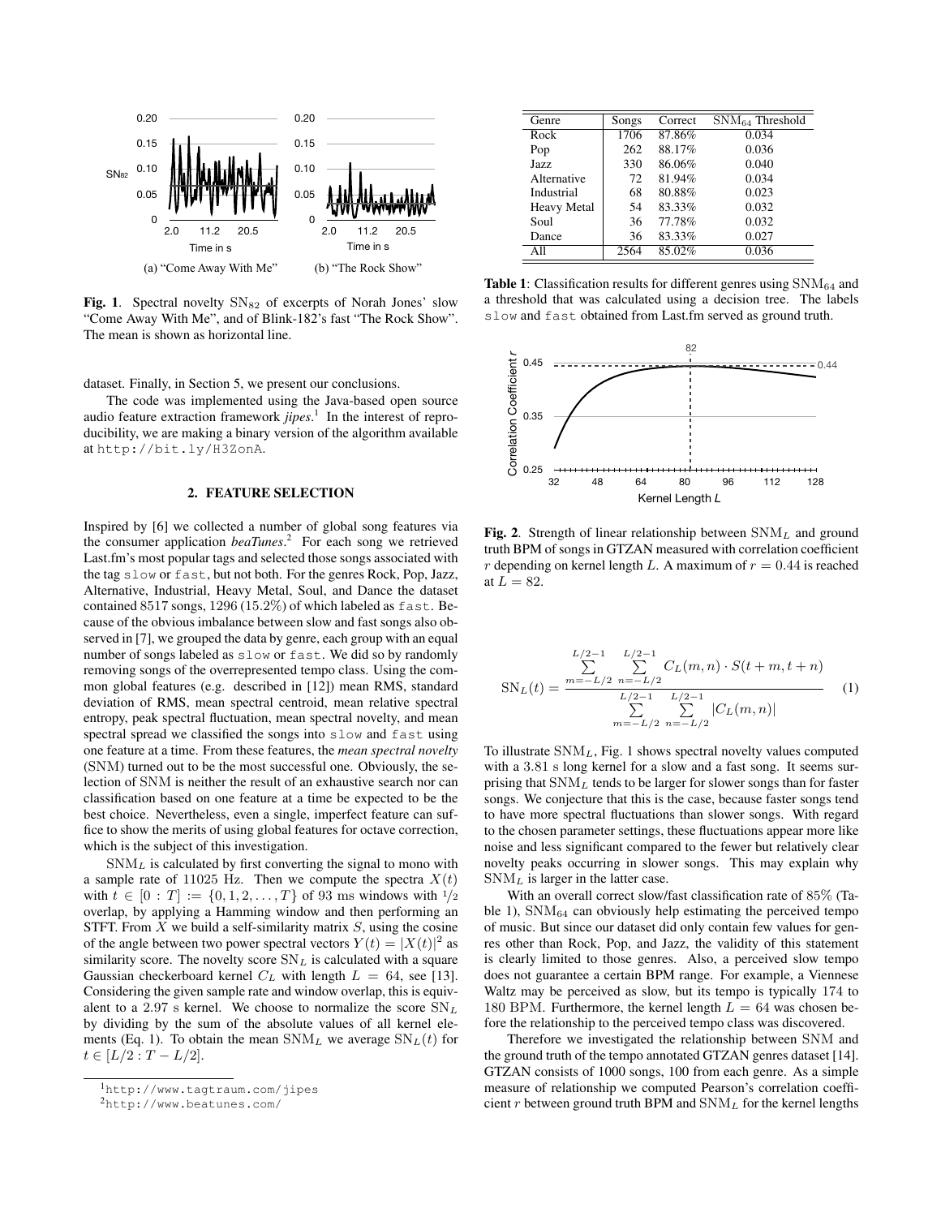(a) "Come Away With Me" (b) "The Rock Show"

**Fig. 1**. Spectral novelty $\mathrm{SN}_{82}$ of excerpts of Norah Jones' slow "Come Away With Me", and of Blink-182's fast "The Rock Show". The mean is shown as horizontal line.

dataset. Finally, in Section 5, we present our conclusions.

The code was implemented using the Java-based open source audio feature extraction framework *jipes*.[1] In the interest of reproducibility, we are making a binary version of the algorithm available at http://bit.ly/H3ZonA.

## 2. FEATURE SELECTION

Inspired by [6] we collected a number of global song features via the consumer application *beaTunes*.[2] For each song we retrieved Last.fm's most popular tags and selected those songs associated with the tag slow or fast, but not both. For the genres Rock, Pop, Jazz, Alternative, Industrial, Heavy Metal, Soul, and Dance the dataset contained 8517 songs, 1296 (15.2%) of which labeled as fast. Because of the obvious imbalance between slow and fast songs also observed in [7], we grouped the data by genre, each group with an equal number of songs labeled as slow or fast. We did so by randomly removing songs of the overrepresented tempo class. Using the common global features (e.g. described in [12]) mean RMS, standard deviation of RMS, mean spectral centroid, mean relative spectral entropy, peak spectral fluctuation, mean spectral novelty, and mean spectral spread we classified the songs into slow and fast using one feature at a time. From these features, the *mean spectral novelty* (SNM) turned out to be the most successful one. Obviously, the selection of SNM is neither the result of an exhaustive search nor can classification based on one feature at a time be expected to be the best choice. Nevertheless, even a single, imperfect feature can suffice to show the merits of using global features for octave correction, which is the subject of this investigation.

$\mathrm{SNM}_L$ is calculated by first converting the signal to mono with a sample rate of 11025 Hz. Then we compute the spectra $X(t)$ with $t \in [0 : T] := \{0, 1, 2, \ldots, T\}$ of 93 ms windows with $1/2$ overlap, by applying a Hamming window and then performing an STFT. From $X$ we build a self-similarity matrix $S$, using the cosine of the angle between two power spectral vectors $Y(t) = |X(t)|^2$ as similarity score. The novelty score $\mathrm{SN}_L$ is calculated with a square Gaussian checkerboard kernel $C_L$ with length $L = 64$, see [13]. Considering the given sample rate and window overlap, this is equivalent to a 2.97 s kernel. We choose to normalize the score $\mathrm{SN}_L$ by dividing by the sum of the absolute values of all kernel elements (Eq. 1). To obtain the mean $\mathrm{SNM}_L$ we average $\mathrm{SN}_L(t)$ for $t \in [L/2 : T - L/2]$.

[1] http://www.tagtraum.com/jipes

[2] http://www.beatunes.com/

| Genre | Songs | Correct | $\mathrm{SNM}_{64}$ Threshold |
|---|---|---|---|
| Rock | 1706 | 87.86% | 0.034 |
| Pop | 262 | 88.17% | 0.036 |
| Jazz | 330 | 86.06% | 0.040 |
| Alternative | 72 | 81.94% | 0.034 |
| Industrial | 68 | 80.88% | 0.023 |
| Heavy Metal | 54 | 83.33% | 0.032 |
| Soul | 36 | 77.78% | 0.032 |
| Dance | 36 | 83.33% | 0.027 |
| All | 2564 | 85.02% | 0.036 |

**Table 1**: Classification results for different genres using $\mathrm{SNM}_{64}$ and a threshold that was calculated using a decision tree. The labels slow and fast obtained from Last.fm served as ground truth.

**Fig. 2**. Strength of linear relationship between $\mathrm{SNM}_L$ and ground truth BPM of songs in GTZAN measured with correlation coefficient $r$ depending on kernel length $L$. A maximum of $r = 0.44$ is reached at $L = 82$.

$$\mathrm{SN}_L(t) = \frac{\sum\limits_{m=-L/2}^{L/2-1} \sum\limits_{n=-L/2}^{L/2-1} C_L(m,n) \cdot S(t+m, t+n)}{\sum\limits_{m=-L/2}^{L/2-1} \sum\limits_{n=-L/2}^{L/2-1} |C_L(m,n)|} \tag{1}$$

To illustrate $\mathrm{SNM}_L$, Fig. 1 shows spectral novelty values computed with a 3.81 s long kernel for a slow and a fast song. It seems surprising that $\mathrm{SNM}_L$ tends to be larger for slower songs than for faster songs. We conjecture that this is the case, because faster songs tend to have more spectral fluctuations than slower songs. With regard to the chosen parameter settings, these fluctuations appear more like noise and less significant compared to the fewer but relatively clear novelty peaks occurring in slower songs. This may explain why $\mathrm{SNM}_L$ is larger in the latter case.

With an overall correct slow/fast classification rate of 85% (Table 1), $\mathrm{SNM}_{64}$ can obviously help estimating the perceived tempo of music. But since our dataset did only contain few values for genres other than Rock, Pop, and Jazz, the validity of this statement is clearly limited to those genres. Also, a perceived slow tempo does not guarantee a certain BPM range. For example, a Viennese Waltz may be perceived as slow, but its tempo is typically 174 to 180 BPM. Furthermore, the kernel length $L = 64$ was chosen before the relationship to the perceived tempo class was discovered.

Therefore we investigated the relationship between SNM and the ground truth of the tempo annotated GTZAN genres dataset [14]. GTZAN consists of 1000 songs, 100 from each genre. As a simple measure of relationship we computed Pearson's correlation coefficient $r$ between ground truth BPM and $\mathrm{SNM}_L$ for the kernel lengths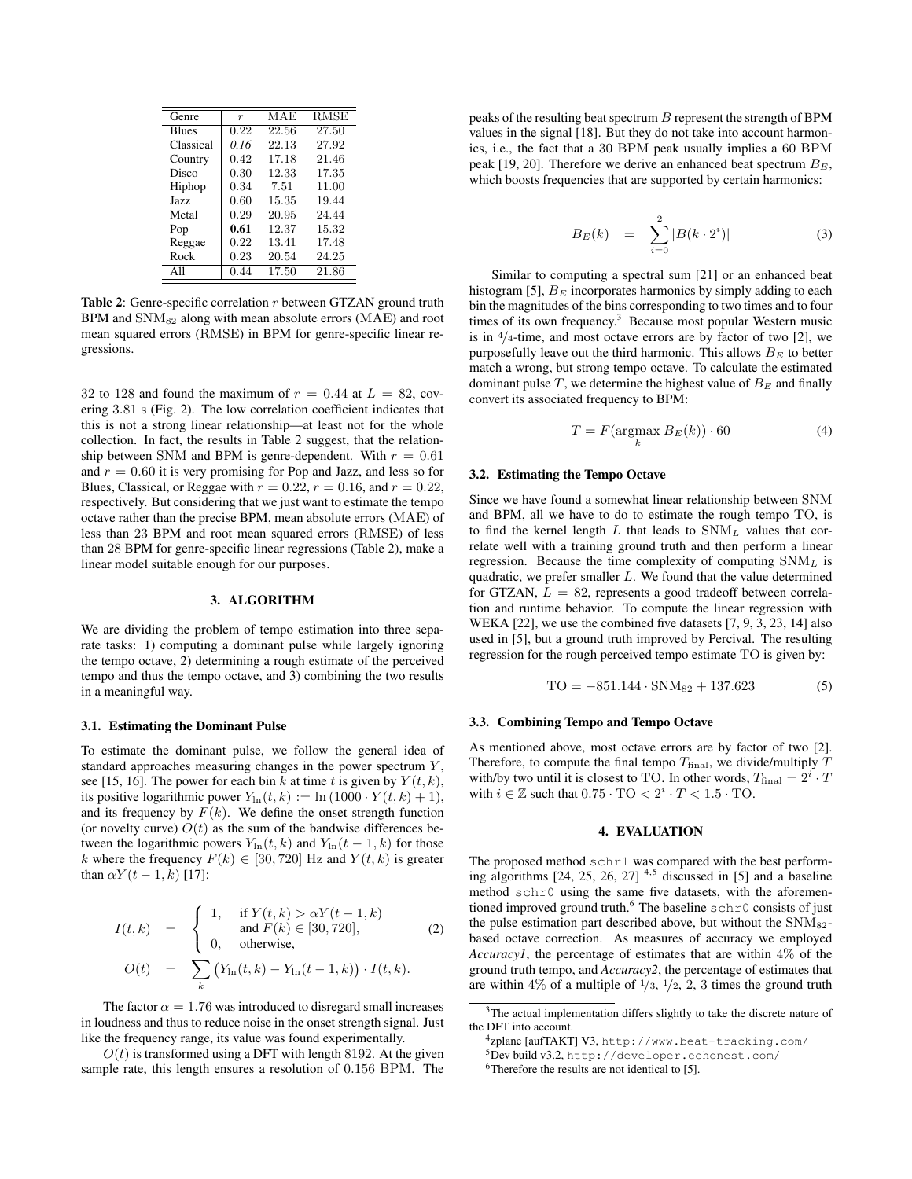| Genre | $r$ | MAE | RMSE |
|---|---|---|---|
| Blues | 0.22 | 22.56 | 27.50 |
| Classical | *0.16* | 22.13 | 27.92 |
| Country | 0.42 | 17.18 | 21.46 |
| Disco | 0.30 | 12.33 | 17.35 |
| Hiphop | 0.34 | 7.51 | 11.00 |
| Jazz | 0.60 | 15.35 | 19.44 |
| Metal | 0.29 | 20.95 | 24.44 |
| Pop | **0.61** | 12.37 | 15.32 |
| Reggae | 0.22 | 13.41 | 17.48 |
| Rock | 0.23 | 20.54 | 24.25 |
| All | 0.44 | 17.50 | 21.86 |

**Table 2**: Genre-specific correlation $r$ between GTZAN ground truth BPM and $\mathrm{SNM}_{82}$ along with mean absolute errors (MAE) and root mean squared errors (RMSE) in BPM for genre-specific linear regressions.

32 to 128 and found the maximum of $r = 0.44$ at $L = 82$, covering 3.81 s (Fig. 2). The low correlation coefficient indicates that this is not a strong linear relationship—at least not for the whole collection. In fact, the results in Table 2 suggest, that the relationship between SNM and BPM is genre-dependent. With $r = 0.61$ and $r = 0.60$ it is very promising for Pop and Jazz, and less so for Blues, Classical, or Reggae with $r = 0.22$, $r = 0.16$, and $r = 0.22$, respectively. But considering that we just want to estimate the tempo octave rather than the precise BPM, mean absolute errors (MAE) of less than 23 BPM and root mean squared errors (RMSE) of less than 28 BPM for genre-specific linear regressions (Table 2), make a linear model suitable enough for our purposes.

## 3. ALGORITHM

We are dividing the problem of tempo estimation into three separate tasks: 1) computing a dominant pulse while largely ignoring the tempo octave, 2) determining a rough estimate of the perceived tempo and thus the tempo octave, and 3) combining the two results in a meaningful way.

### 3.1. Estimating the Dominant Pulse

To estimate the dominant pulse, we follow the general idea of standard approaches measuring changes in the power spectrum $Y$, see [15, 16]. The power for each bin $k$ at time $t$ is given by $Y(t, k)$, its positive logarithmic power $Y_{\ln}(t, k) := \ln(1000 \cdot Y(t, k) + 1)$, and its frequency by $F(k)$. We define the onset strength function (or novelty curve) $O(t)$ as the sum of the bandwise differences between the logarithmic powers $Y_{\ln}(t, k)$ and $Y_{\ln}(t-1, k)$ for those $k$ where the frequency $F(k) \in [30, 720]$ Hz and $Y(t, k)$ is greater than $\alpha Y(t-1, k)$ [17]:

$$
\begin{aligned}
I(t,k) &= \begin{cases} 1, & \text{if } Y(t,k) > \alpha Y(t-1,k) \\ & \text{and } F(k) \in [30, 720], \\ 0, & \text{otherwise,} \end{cases} \qquad (2) \\
O(t) &= \sum_k \left( Y_{\ln}(t,k) - Y_{\ln}(t-1,k) \right) \cdot I(t,k).
\end{aligned}
$$

The factor $\alpha = 1.76$ was introduced to disregard small increases in loudness and thus to reduce noise in the onset strength signal. Just like the frequency range, its value was found experimentally.

$O(t)$ is transformed using a DFT with length 8192. At the given sample rate, this length ensures a resolution of 0.156 BPM. The peaks of the resulting beat spectrum $B$ represent the strength of BPM values in the signal [18]. But they do not take into account harmonics, i.e., the fact that a 30 BPM peak usually implies a 60 BPM peak [19, 20]. Therefore we derive an enhanced beat spectrum $B_E$, which boosts frequencies that are supported by certain harmonics:

$$
B_E(k) = \sum_{i=0}^{2} |B(k \cdot 2^i)| \qquad (3)
$$

Similar to computing a spectral sum [21] or an enhanced beat histogram [5], $B_E$ incorporates harmonics by simply adding to each bin the magnitudes of the bins corresponding to two times and to four times of its own frequency.[3] Because most popular Western music is in $4/4$-time, and most octave errors are by factor of two [2], we purposefully leave out the third harmonic. This allows $B_E$ to better match a wrong, but strong tempo octave. To calculate the estimated dominant pulse $T$, we determine the highest value of $B_E$ and finally convert its associated frequency to BPM:

$$
T = F(\operatorname*{argmax}_k B_E(k)) \cdot 60 \qquad (4)
$$

### 3.2. Estimating the Tempo Octave

Since we have found a somewhat linear relationship between SNM and BPM, all we have to do to estimate the rough tempo TO, is to find the kernel length $L$ that leads to $\mathrm{SNM}_L$ values that correlate well with a training ground truth and then perform a linear regression. Because the time complexity of computing $\mathrm{SNM}_L$ is quadratic, we prefer smaller $L$. We found that the value determined for GTZAN, $L = 82$, represents a good tradeoff between correlation and runtime behavior. To compute the linear regression with WEKA [22], we use the combined five datasets [7, 9, 3, 23, 14] also used in [5], but a ground truth improved by Percival. The resulting regression for the rough perceived tempo estimate TO is given by:

$$
\mathrm{TO} = -851.144 \cdot \mathrm{SNM}_{82} + 137.623 \qquad (5)
$$

### 3.3. Combining Tempo and Tempo Octave

As mentioned above, most octave errors are by factor of two [2]. Therefore, to compute the final tempo $T_{\text{final}}$, we divide/multiply $T$ with/by two until it is closest to TO. In other words, $T_{\text{final}} = 2^i \cdot T$ with $i \in \mathbb{Z}$ such that $0.75 \cdot \mathrm{TO} < 2^i \cdot T < 1.5 \cdot \mathrm{TO}$.

## 4. EVALUATION

The proposed method `schr1` was compared with the best performing algorithms [24, 25, 26, 27] [4,5] discussed in [5] and a baseline method `schr0` using the same five datasets, with the aforementioned improved ground truth.[6] The baseline `schr0` consists of just the pulse estimation part described above, but without the $\mathrm{SNM}_{82}$-based octave correction. As measures of accuracy we employed *Accuracy1*, the percentage of estimates that are within 4% of the ground truth tempo, and *Accuracy2*, the percentage of estimates that are within 4% of a multiple of $1/3$, $1/2$, 2, 3 times the ground truth

[3] The actual implementation differs slightly to take the discrete nature of the DFT into account.

[4] zplane [aufTAKT] V3, `http://www.beat-tracking.com/`

[5] Dev build v3.2, `http://developer.echonest.com/`

[6] Therefore the results are not identical to [5].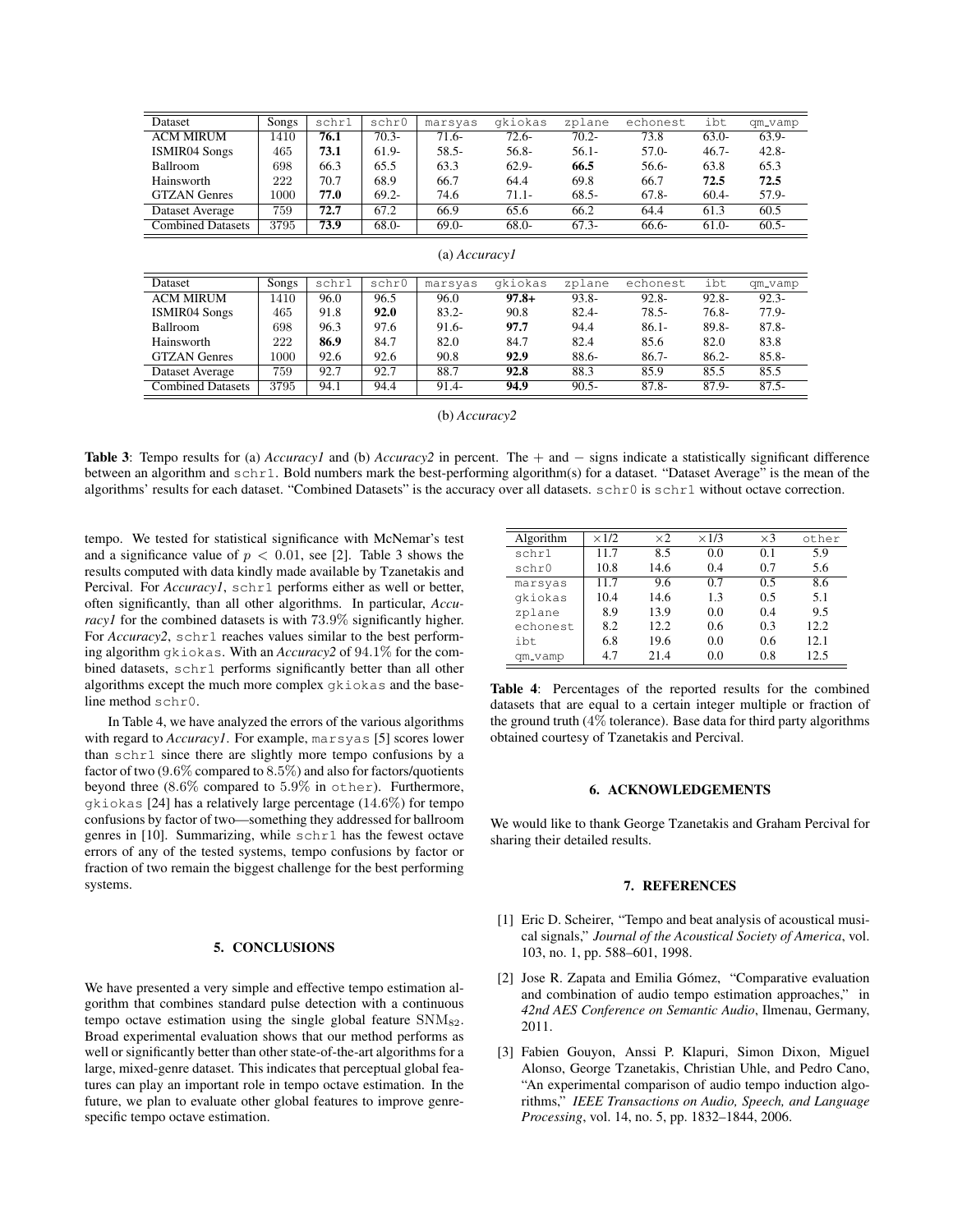| Dataset | Songs | schr1 | schr0 | marsyas | gkiokas | zplane | echonest | ibt | qm_vamp |
|---|---|---|---|---|---|---|---|---|---|
| ACM MIRUM | 1410 | **76.1** | 70.3- | 71.6- | 72.6- | 70.2- | 73.8 | 63.0- | 63.9- |
| ISMIR04 Songs | 465 | **73.1** | 61.9- | 58.5- | 56.8- | 56.1- | 57.0- | 46.7- | 42.8- |
| Ballroom | 698 | 66.3 | 65.5 | 63.3 | 62.9- | **66.5** | 56.6- | 63.8 | 65.3 |
| Hainsworth | 222 | 70.7 | 68.9 | 66.7 | 64.4 | 69.8 | 66.7 | **72.5** | **72.5** |
| GTZAN Genres | 1000 | **77.0** | 69.2- | 74.6 | 71.1- | 68.5- | 67.8- | 60.4- | 57.9- |
| Dataset Average | 759 | **72.7** | 67.2 | 66.9 | 65.6 | 66.2 | 64.4 | 61.3 | 60.5 |
| Combined Datasets | 3795 | **73.9** | 68.0- | 69.0- | 68.0- | 67.3- | 66.6- | 61.0- | 60.5- |

(a) *Accuracy1*

| Dataset | Songs | schr1 | schr0 | marsyas | gkiokas | zplane | echonest | ibt | qm_vamp |
|---|---|---|---|---|---|---|---|---|---|
| ACM MIRUM | 1410 | 96.0 | 96.5 | 96.0 | **97.8+** | 93.8- | 92.8- | 92.8- | 92.3- |
| ISMIR04 Songs | 465 | 91.8 | **92.0** | 83.2- | 90.8 | 82.4- | 78.5- | 76.8- | 77.9- |
| Ballroom | 698 | 96.3 | 97.6 | 91.6- | **97.7** | 94.4 | 86.1- | 89.8- | 87.8- |
| Hainsworth | 222 | **86.9** | 84.7 | 82.0 | 84.7 | 82.4 | 85.6 | 82.0 | 83.8 |
| GTZAN Genres | 1000 | 92.6 | 92.6 | 90.8 | **92.9** | 88.6- | 86.7- | 86.2- | 85.8- |
| Dataset Average | 759 | 92.7 | 92.7 | 88.7 | **92.8** | 88.3 | 85.9 | 85.5 | 85.5 |
| Combined Datasets | 3795 | 94.1 | 94.4 | 91.4- | **94.9** | 90.5- | 87.8- | 87.9- | 87.5- |

(b) *Accuracy2*

**Table 3**: Tempo results for (a) *Accuracy1* and (b) *Accuracy2* in percent. The $+$ and $-$ signs indicate a statistically significant difference between an algorithm and schr1. Bold numbers mark the best-performing algorithm(s) for a dataset. "Dataset Average" is the mean of the algorithms' results for each dataset. "Combined Datasets" is the accuracy over all datasets. schr0 is schr1 without octave correction.

tempo. We tested for statistical significance with McNemar's test and a significance value of $p < 0.01$, see [2]. Table 3 shows the results computed with data kindly made available by Tzanetakis and Percival. For *Accuracy1*, schr1 performs either as well or better, often significantly, than all other algorithms. In particular, *Accuracy1* for the combined datasets is with $73.9\%$ significantly higher. For *Accuracy2*, schr1 reaches values similar to the best performing algorithm gkiokas. With an *Accuracy2* of $94.1\%$ for the combined datasets, schr1 performs significantly better than all other algorithms except the much more complex gkiokas and the baseline method schr0.

In Table 4, we have analyzed the errors of the various algorithms with regard to *Accuracy1*. For example, marsyas [5] scores lower than schr1 since there are slightly more tempo confusions by a factor of two ($9.6\%$ compared to $8.5\%$) and also for factors/quotients beyond three ($8.6\%$ compared to $5.9\%$ in other). Furthermore, gkiokas [24] has a relatively large percentage ($14.6\%$) for tempo confusions by factor of two—something they addressed for ballroom genres in [10]. Summarizing, while schr1 has the fewest octave errors of any of the tested systems, tempo confusions by factor or fraction of two remain the biggest challenge for the best performing systems.

| Algorithm | ×1/2 | ×2 | ×1/3 | ×3 | other |
|---|---|---|---|---|---|
| schr1 | 11.7 | 8.5 | 0.0 | 0.1 | 5.9 |
| schr0 | 10.8 | 14.6 | 0.4 | 0.7 | 5.6 |
| marsyas | 11.7 | 9.6 | 0.7 | 0.5 | 8.6 |
| gkiokas | 10.4 | 14.6 | 1.3 | 0.5 | 5.1 |
| zplane | 8.9 | 13.9 | 0.0 | 0.4 | 9.5 |
| echonest | 8.2 | 12.2 | 0.6 | 0.3 | 12.2 |
| ibt | 6.8 | 19.6 | 0.0 | 0.6 | 12.1 |
| qm_vamp | 4.7 | 21.4 | 0.0 | 0.8 | 12.5 |

**Table 4**: Percentages of the reported results for the combined datasets that are equal to a certain integer multiple or fraction of the ground truth ($4\%$ tolerance). Base data for third party algorithms obtained courtesy of Tzanetakis and Percival.

## 5. CONCLUSIONS

We have presented a very simple and effective tempo estimation algorithm that combines standard pulse detection with a continuous tempo octave estimation using the single global feature $\text{SNM}_{82}$. Broad experimental evaluation shows that our method performs as well or significantly better than other state-of-the-art algorithms for a large, mixed-genre dataset. This indicates that perceptual global features can play an important role in tempo octave estimation. In the future, we plan to evaluate other global features to improve genre-specific tempo octave estimation.

## 6. ACKNOWLEDGEMENTS

We would like to thank George Tzanetakis and Graham Percival for sharing their detailed results.

## 7. REFERENCES

[1] Eric D. Scheirer, "Tempo and beat analysis of acoustical musical signals," *Journal of the Acoustical Society of America*, vol. 103, no. 1, pp. 588–601, 1998.

[2] Jose R. Zapata and Emilia Gómez, "Comparative evaluation and combination of audio tempo estimation approaches," in *42nd AES Conference on Semantic Audio*, Ilmenau, Germany, 2011.

[3] Fabien Gouyon, Anssi P. Klapuri, Simon Dixon, Miguel Alonso, George Tzanetakis, Christian Uhle, and Pedro Cano, "An experimental comparison of audio tempo induction algorithms," *IEEE Transactions on Audio, Speech, and Language Processing*, vol. 14, no. 5, pp. 1832–1844, 2006.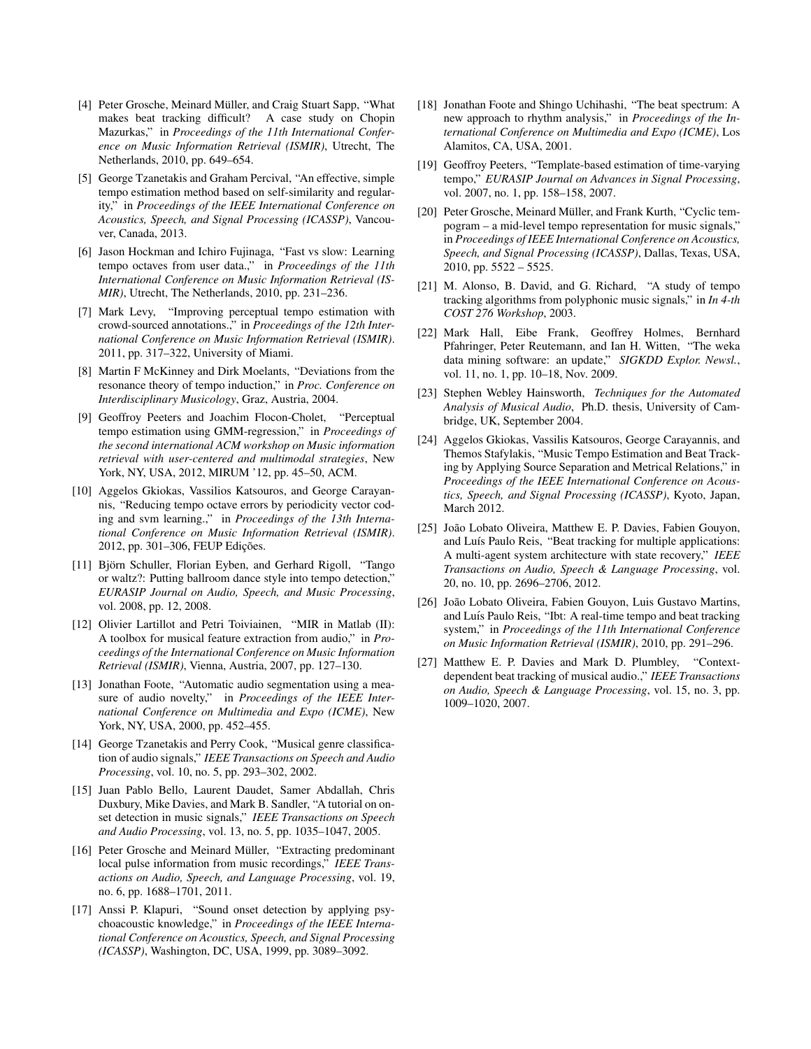[4] Peter Grosche, Meinard Müller, and Craig Stuart Sapp, "What makes beat tracking difficult? A case study on Chopin Mazurkas," in *Proceedings of the 11th International Conference on Music Information Retrieval (ISMIR)*, Utrecht, The Netherlands, 2010, pp. 649–654.

[5] George Tzanetakis and Graham Percival, "An effective, simple tempo estimation method based on self-similarity and regularity," in *Proceedings of the IEEE International Conference on Acoustics, Speech, and Signal Processing (ICASSP)*, Vancouver, Canada, 2013.

[6] Jason Hockman and Ichiro Fujinaga, "Fast vs slow: Learning tempo octaves from user data.," in *Proceedings of the 11th International Conference on Music Information Retrieval (ISMIR)*, Utrecht, The Netherlands, 2010, pp. 231–236.

[7] Mark Levy, "Improving perceptual tempo estimation with crowd-sourced annotations.," in *Proceedings of the 12th International Conference on Music Information Retrieval (ISMIR)*. 2011, pp. 317–322, University of Miami.

[8] Martin F McKinney and Dirk Moelants, "Deviations from the resonance theory of tempo induction," in *Proc. Conference on Interdisciplinary Musicology*, Graz, Austria, 2004.

[9] Geoffroy Peeters and Joachim Flocon-Cholet, "Perceptual tempo estimation using GMM-regression," in *Proceedings of the second international ACM workshop on Music information retrieval with user-centered and multimodal strategies*, New York, NY, USA, 2012, MIRUM '12, pp. 45–50, ACM.

[10] Aggelos Gkiokas, Vassilios Katsouros, and George Carayannis, "Reducing tempo octave errors by periodicity vector coding and svm learning.," in *Proceedings of the 13th International Conference on Music Information Retrieval (ISMIR)*. 2012, pp. 301–306, FEUP Edições.

[11] Björn Schuller, Florian Eyben, and Gerhard Rigoll, "Tango or waltz?: Putting ballroom dance style into tempo detection," *EURASIP Journal on Audio, Speech, and Music Processing*, vol. 2008, pp. 12, 2008.

[12] Olivier Lartillot and Petri Toiviainen, "MIR in Matlab (II): A toolbox for musical feature extraction from audio," in *Proceedings of the International Conference on Music Information Retrieval (ISMIR)*, Vienna, Austria, 2007, pp. 127–130.

[13] Jonathan Foote, "Automatic audio segmentation using a measure of audio novelty," in *Proceedings of the IEEE International Conference on Multimedia and Expo (ICME)*, New York, NY, USA, 2000, pp. 452–455.

[14] George Tzanetakis and Perry Cook, "Musical genre classification of audio signals," *IEEE Transactions on Speech and Audio Processing*, vol. 10, no. 5, pp. 293–302, 2002.

[15] Juan Pablo Bello, Laurent Daudet, Samer Abdallah, Chris Duxbury, Mike Davies, and Mark B. Sandler, "A tutorial on onset detection in music signals," *IEEE Transactions on Speech and Audio Processing*, vol. 13, no. 5, pp. 1035–1047, 2005.

[16] Peter Grosche and Meinard Müller, "Extracting predominant local pulse information from music recordings," *IEEE Transactions on Audio, Speech, and Language Processing*, vol. 19, no. 6, pp. 1688–1701, 2011.

[17] Anssi P. Klapuri, "Sound onset detection by applying psychoacoustic knowledge," in *Proceedings of the IEEE International Conference on Acoustics, Speech, and Signal Processing (ICASSP)*, Washington, DC, USA, 1999, pp. 3089–3092.

[18] Jonathan Foote and Shingo Uchihashi, "The beat spectrum: A new approach to rhythm analysis," in *Proceedings of the International Conference on Multimedia and Expo (ICME)*, Los Alamitos, CA, USA, 2001.

[19] Geoffroy Peeters, "Template-based estimation of time-varying tempo," *EURASIP Journal on Advances in Signal Processing*, vol. 2007, no. 1, pp. 158–158, 2007.

[20] Peter Grosche, Meinard Müller, and Frank Kurth, "Cyclic tempogram – a mid-level tempo representation for music signals," in *Proceedings of IEEE International Conference on Acoustics, Speech, and Signal Processing (ICASSP)*, Dallas, Texas, USA, 2010, pp. 5522 – 5525.

[21] M. Alonso, B. David, and G. Richard, "A study of tempo tracking algorithms from polyphonic music signals," in *In 4-th COST 276 Workshop*, 2003.

[22] Mark Hall, Eibe Frank, Geoffrey Holmes, Bernhard Pfahringer, Peter Reutemann, and Ian H. Witten, "The weka data mining software: an update," *SIGKDD Explor. Newsl.*, vol. 11, no. 1, pp. 10–18, Nov. 2009.

[23] Stephen Webley Hainsworth, *Techniques for the Automated Analysis of Musical Audio*, Ph.D. thesis, University of Cambridge, UK, September 2004.

[24] Aggelos Gkiokas, Vassilis Katsouros, George Carayannis, and Themos Stafylakis, "Music Tempo Estimation and Beat Tracking by Applying Source Separation and Metrical Relations," in *Proceedings of the IEEE International Conference on Acoustics, Speech, and Signal Processing (ICASSP)*, Kyoto, Japan, March 2012.

[25] João Lobato Oliveira, Matthew E. P. Davies, Fabien Gouyon, and Luís Paulo Reis, "Beat tracking for multiple applications: A multi-agent system architecture with state recovery," *IEEE Transactions on Audio, Speech & Language Processing*, vol. 20, no. 10, pp. 2696–2706, 2012.

[26] João Lobato Oliveira, Fabien Gouyon, Luis Gustavo Martins, and Luís Paulo Reis, "Ibt: A real-time tempo and beat tracking system," in *Proceedings of the 11th International Conference on Music Information Retrieval (ISMIR)*, 2010, pp. 291–296.

[27] Matthew E. P. Davies and Mark D. Plumbley, "Context-dependent beat tracking of musical audio.," *IEEE Transactions on Audio, Speech & Language Processing*, vol. 15, no. 3, pp. 1009–1020, 2007.